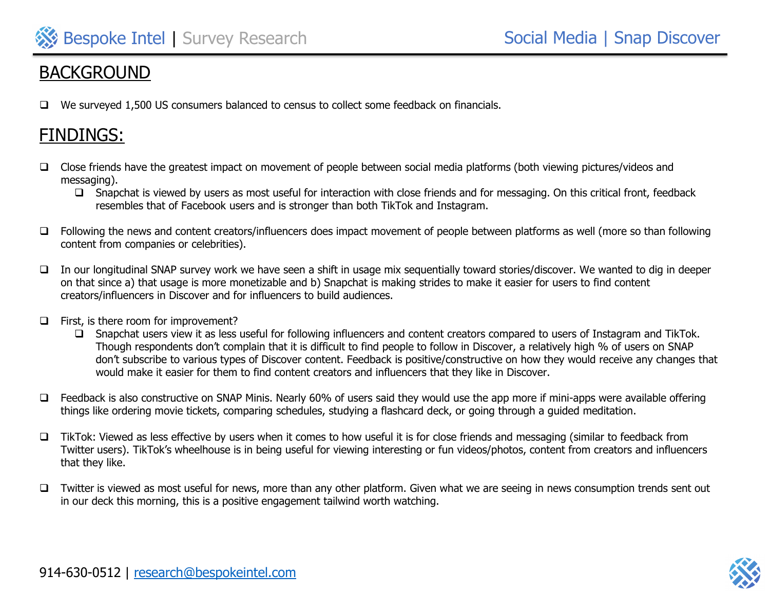## BACKGROUND

- We surveyed 1,500 US consumers balanced to census to collect some feedback on financials.

## FINDINGS:

- Close friends have the greatest impact on movement of people between social media platforms (both viewing pictures/videos and messaging).
  - Snapchat is viewed by users as most useful for interaction with close friends and for messaging. On this critical front, feedback resembles that of Facebook users and is stronger than both TikTok and Instagram.

- Following the news and content creators/influencers does impact movement of people between platforms as well (more so than following content from companies or celebrities).

- In our longitudinal SNAP survey work we have seen a shift in usage mix sequentially toward stories/discover. We wanted to dig in deeper on that since a) that usage is more monetizable and b) Snapchat is making strides to make it easier for users to find content creators/influencers in Discover and for influencers to build audiences.

- First, is there room for improvement?
  - Snapchat users view it as less useful for following influencers and content creators compared to users of Instagram and TikTok. Though respondents don't complain that it is difficult to find people to follow in Discover, a relatively high % of users on SNAP don't subscribe to various types of Discover content. Feedback is positive/constructive on how they would receive any changes that would make it easier for them to find content creators and influencers that they like in Discover.

- Feedback is also constructive on SNAP Minis. Nearly 60% of users said they would use the app more if mini-apps were available offering things like ordering movie tickets, comparing schedules, studying a flashcard deck, or going through a guided meditation.

- TikTok: Viewed as less effective by users when it comes to how useful it is for close friends and messaging (similar to feedback from Twitter users). TikTok's wheelhouse is in being useful for viewing interesting or fun videos/photos, content from creators and influencers that they like.

- Twitter is viewed as most useful for news, more than any other platform. Given what we are seeing in news consumption trends sent out in our deck this morning, this is a positive engagement tailwind worth watching.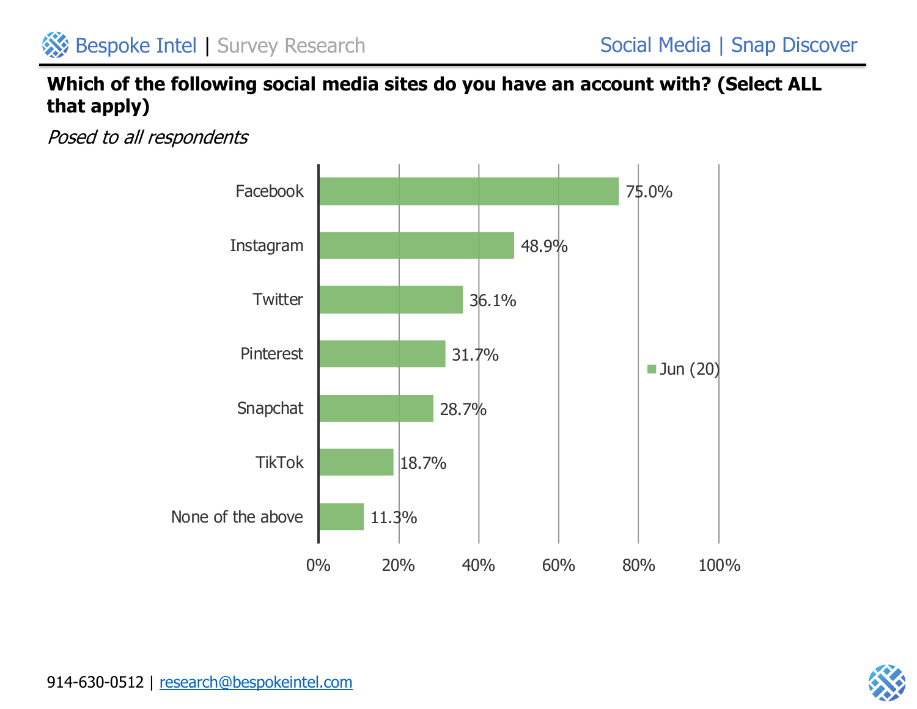**Which of the following social media sites do you have an account with? (Select ALL that apply)**

*Posed to all respondents*

| | Jun (20) |
|---|---|
| Facebook | 75.0% |
| Instagram | 48.9% |
| Twitter | 36.1% |
| Pinterest | 31.7% |
| Snapchat | 28.7% |
| TikTok | 18.7% |
| None of the above | 11.3% |

914-630-0512 | research@bespokeintel.com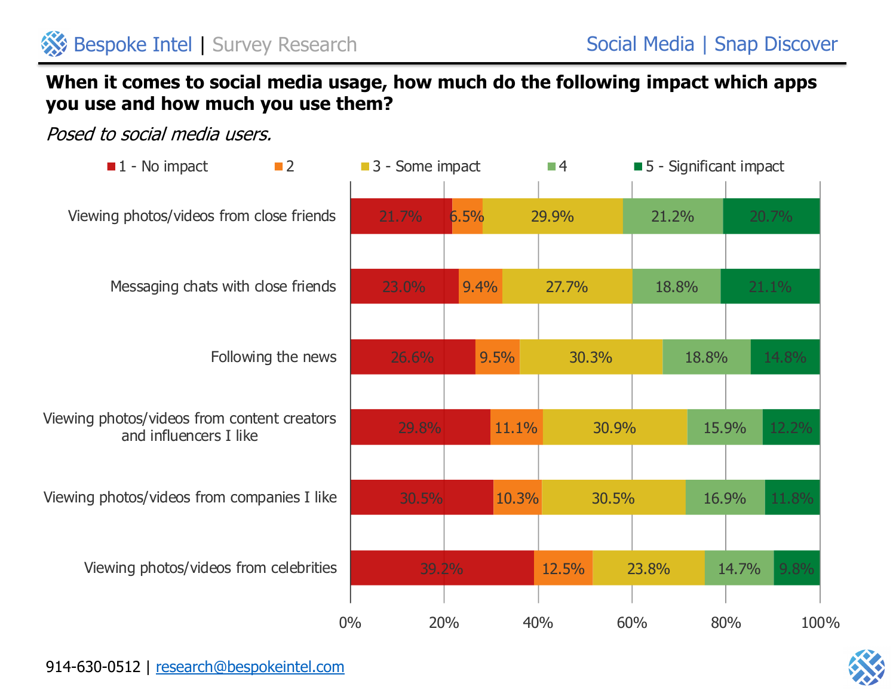## When it comes to social media usage, how much do the following impact which apps you use and how much you use them?

*Posed to social media users.*

| | 1 - No impact | 2 | 3 - Some impact | 4 | 5 - Significant impact |
|---|---|---|---|---|---|
| Viewing photos/videos from close friends | 21.7% | 6.5% | 29.9% | 21.2% | 20.7% |
| Messaging chats with close friends | 23.0% | 9.4% | 27.7% | 18.8% | 21.1% |
| Following the news | 26.6% | 9.5% | 30.3% | 18.8% | 14.8% |
| Viewing photos/videos from content creators and influencers I like | 29.8% | 11.1% | 30.9% | 15.9% | 12.2% |
| Viewing photos/videos from companies I like | 30.5% | 10.3% | 30.5% | 16.9% | 11.8% |
| Viewing photos/videos from celebrities | 39.2% | 12.5% | 23.8% | 14.7% | 9.8% |

914-630-0512 | research@bespokeintel.com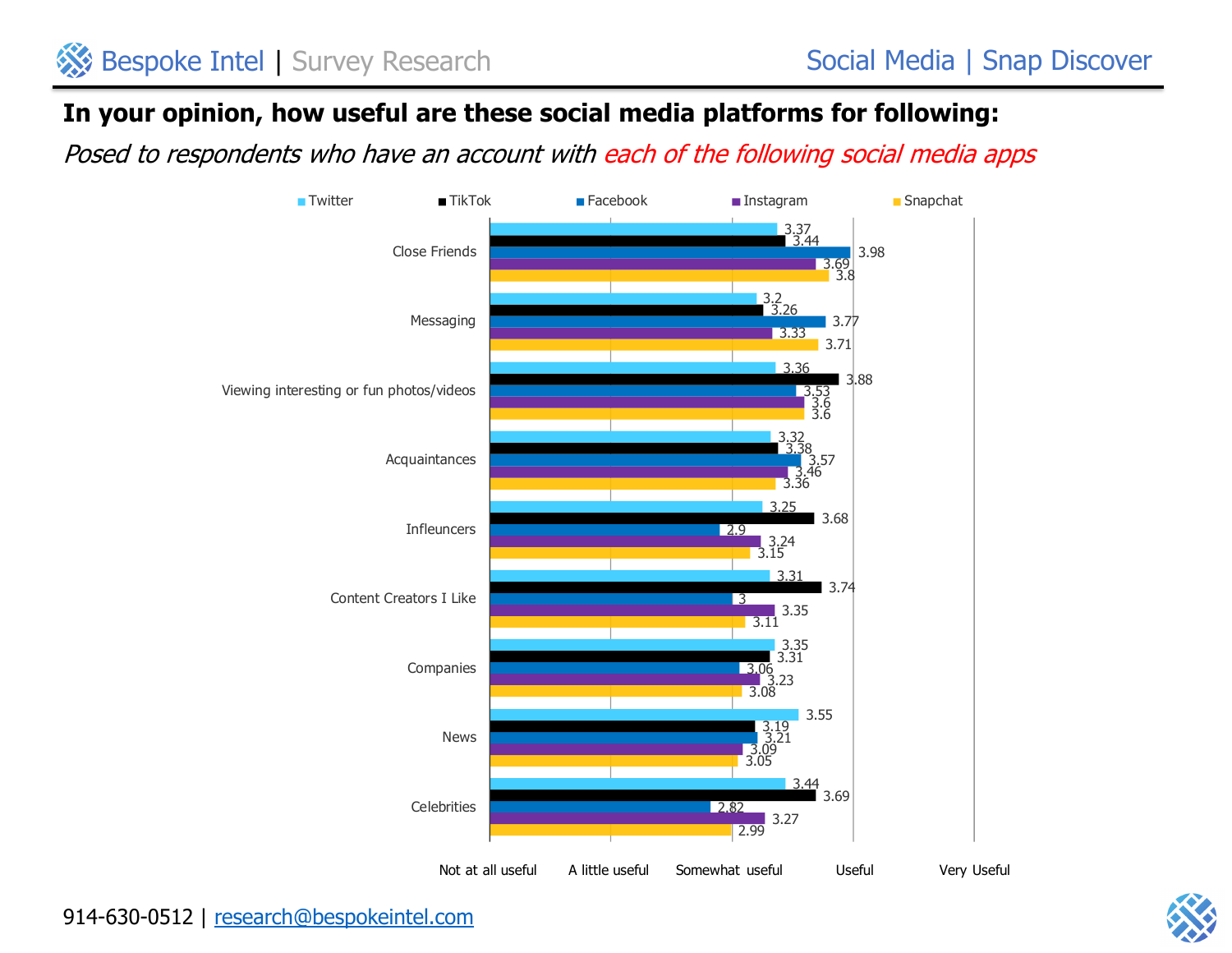# In your opinion, how useful are these social media platforms for following:

*Posed to respondents who have an account with each of the following social media apps*

| | Twitter | TikTok | Facebook | Instagram | Snapchat |
|---|---|---|---|---|---|
| Close Friends | 3.37 | 3.44 | 3.98 | 3.69 | 3.8 |
| Messaging | 3.2 | 3.26 | 3.77 | 3.33 | 3.71 |
| Viewing interesting or fun photos/videos | 3.36 | 3.88 | 3.53 | 3.6 | 3.6 |
| Acquaintances | 3.32 | 3.38 | 3.57 | 3.46 | 3.36 |
| Infleuncers | 3.25 | 3.68 | 2.9 | 3.24 | 3.15 |
| Content Creators I Like | 3.31 | 3.74 | 3 | 3.35 | 3.11 |
| Companies | 3.35 | 3.31 | 3.06 | 3.23 | 3.08 |
| News | 3.55 | 3.19 | 3.21 | 3.09 | 3.05 |
| Celebrities | 3.44 | 3.69 | 2.82 | 3.27 | 2.99 |

Scale: Not at all useful – A little useful – Somewhat useful – Useful – Very Useful

914-630-0512 | research@bespokeintel.com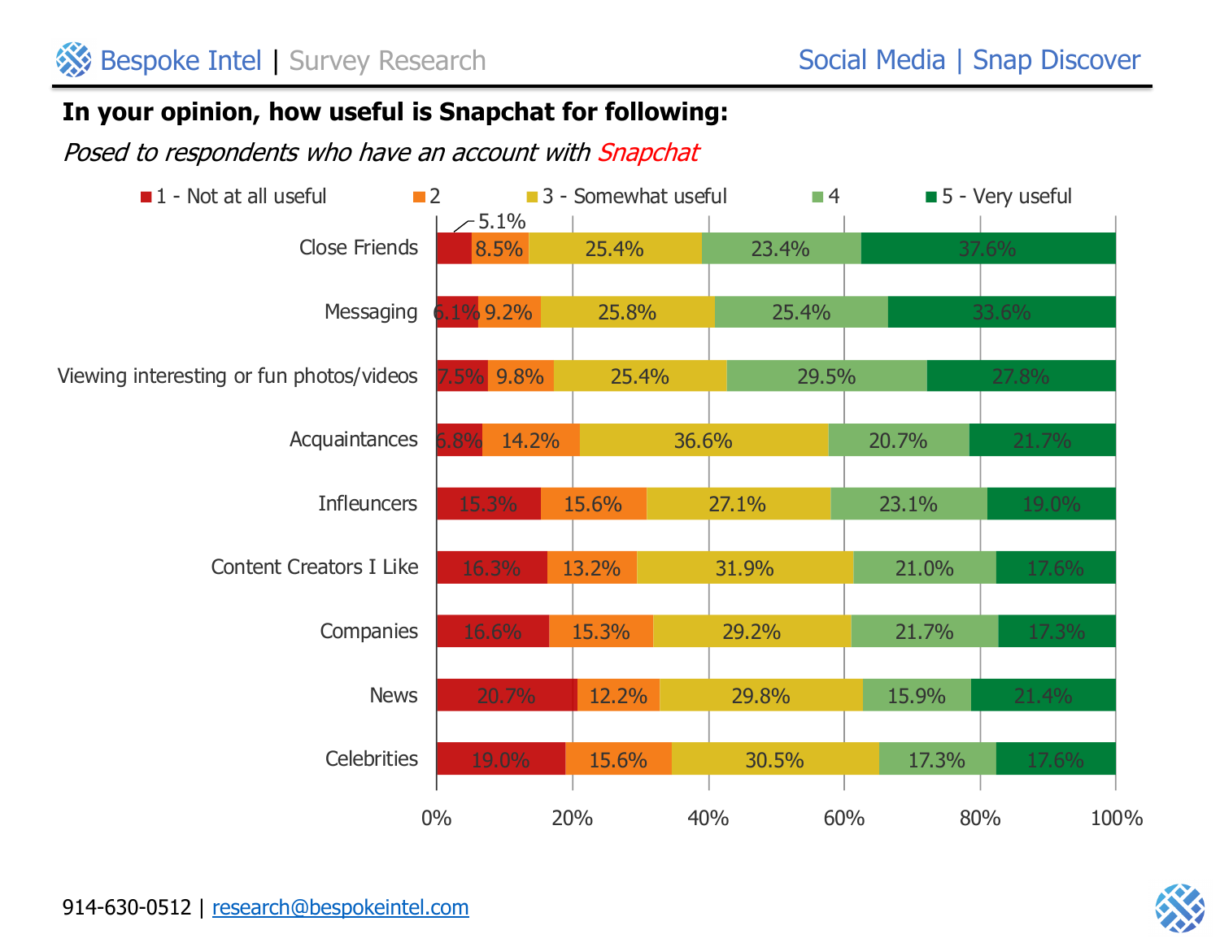## In your opinion, how useful is Snapchat for following:

*Posed to respondents who have an account with Snapchat*

| | 1 - Not at all useful | 2 | 3 - Somewhat useful | 4 | 5 - Very useful |
|---|---|---|---|---|---|
| Close Friends | 5.1% | 8.5% | 25.4% | 23.4% | 37.6% |
| Messaging | 6.1% | 9.2% | 25.8% | 25.4% | 33.6% |
| Viewing interesting or fun photos/videos | 7.5% | 9.8% | 25.4% | 29.5% | 27.8% |
| Acquaintances | 6.8% | 14.2% | 36.6% | 20.7% | 21.7% |
| Infleuncers | 15.3% | 15.6% | 27.1% | 23.1% | 19.0% |
| Content Creators I Like | 16.3% | 13.2% | 31.9% | 21.0% | 17.6% |
| Companies | 16.6% | 15.3% | 29.2% | 21.7% | 17.3% |
| News | 20.7% | 12.2% | 29.8% | 15.9% | 21.4% |
| Celebrities | 19.0% | 15.6% | 30.5% | 17.3% | 17.6% |

914-630-0512 | research@bespokeintel.com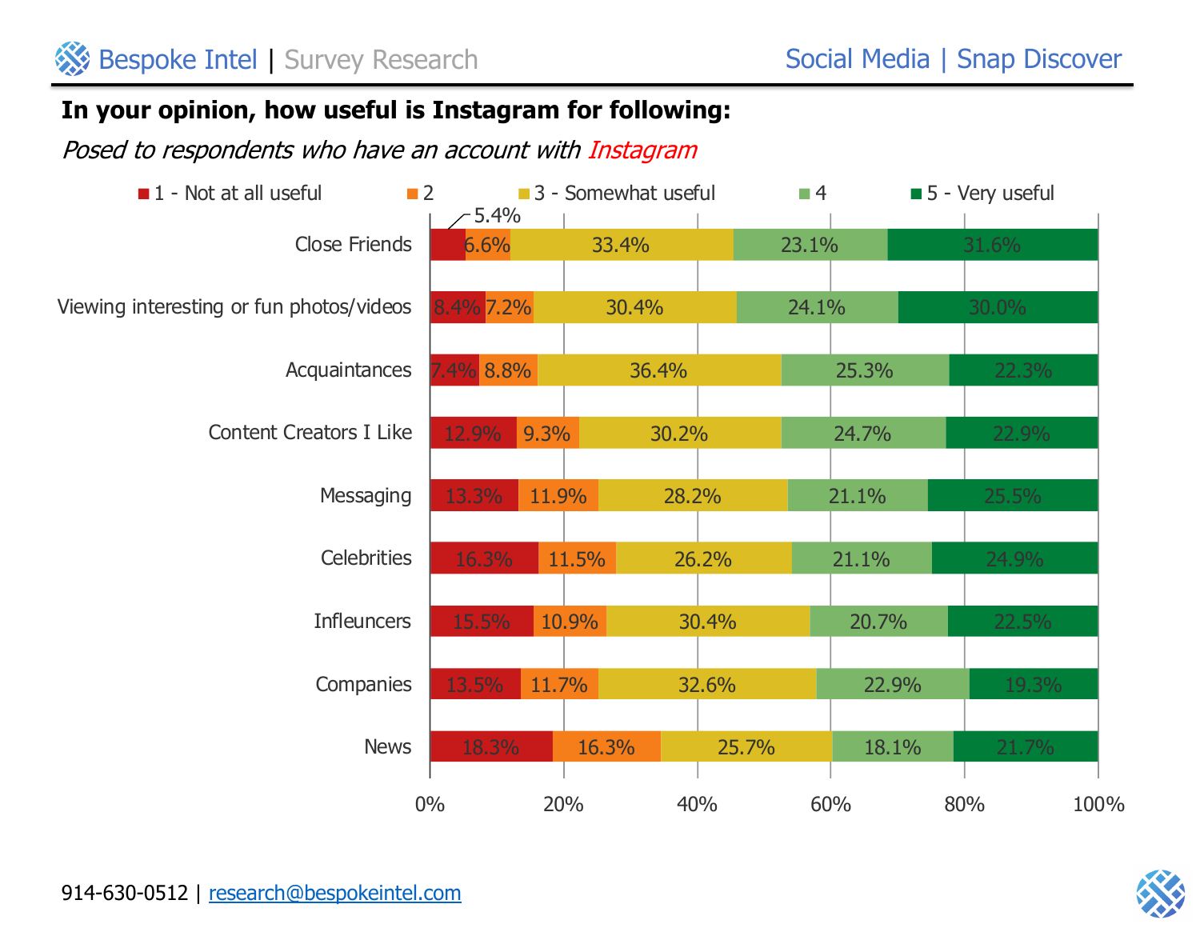## In your opinion, how useful is Instagram for following:

*Posed to respondents who have an account with Instagram*

| | 1 - Not at all useful | 2 | 3 - Somewhat useful | 4 | 5 - Very useful |
|---|---|---|---|---|---|
| Close Friends | 5.4% | 6.6% | 33.4% | 23.1% | 31.6% |
| Viewing interesting or fun photos/videos | 8.4% | 7.2% | 30.4% | 24.1% | 30.0% |
| Acquaintances | 7.4% | 8.8% | 36.4% | 25.3% | 22.3% |
| Content Creators I Like | 12.9% | 9.3% | 30.2% | 24.7% | 22.9% |
| Messaging | 13.3% | 11.9% | 28.2% | 21.1% | 25.5% |
| Celebrities | 16.3% | 11.5% | 26.2% | 21.1% | 24.9% |
| Infleuncers | 15.5% | 10.9% | 30.4% | 20.7% | 22.5% |
| Companies | 13.5% | 11.7% | 32.6% | 22.9% | 19.3% |
| News | 18.3% | 16.3% | 25.7% | 18.1% | 21.7% |

914-630-0512 | research@bespokeintel.com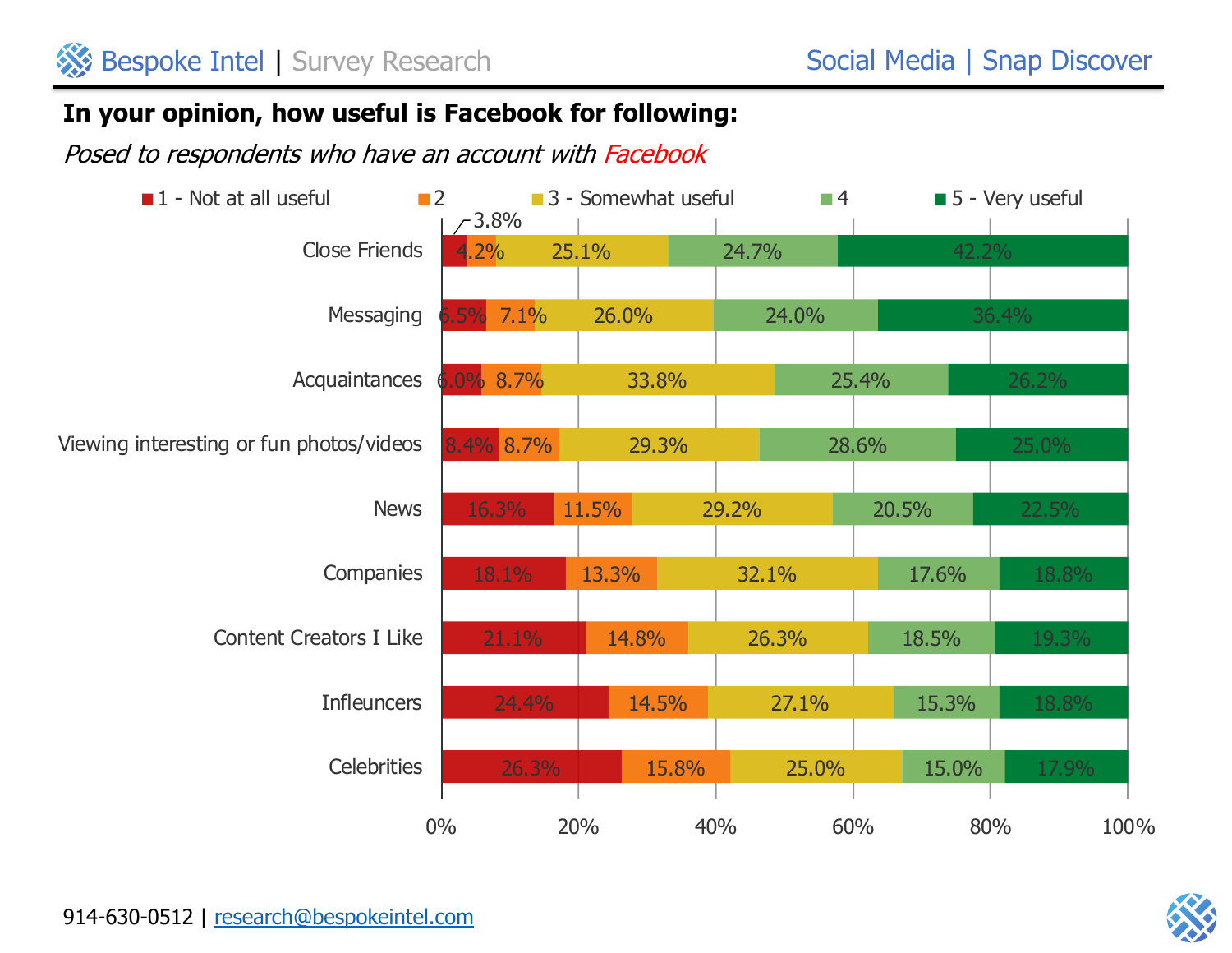**In your opinion, how useful is Facebook for following:**

*Posed to respondents who have an account with Facebook*

| | 1 - Not at all useful | 2 | 3 - Somewhat useful | 4 | 5 - Very useful |
|---|---|---|---|---|---|
| Close Friends | 3.8% | 4.2% | 25.1% | 24.7% | 42.2% |
| Messaging | 6.5% | 7.1% | 26.0% | 24.0% | 36.4% |
| Acquaintances | 6.0% | 8.7% | 33.8% | 25.4% | 26.2% |
| Viewing interesting or fun photos/videos | 8.4% | 8.7% | 29.3% | 28.6% | 25.0% |
| News | 16.3% | 11.5% | 29.2% | 20.5% | 22.5% |
| Companies | 18.1% | 13.3% | 32.1% | 17.6% | 18.8% |
| Content Creators I Like | 21.1% | 14.8% | 26.3% | 18.5% | 19.3% |
| Infleuncers | 24.4% | 14.5% | 27.1% | 15.3% | 18.8% |
| Celebrities | 26.3% | 15.8% | 25.0% | 15.0% | 17.9% |

914-630-0512 | research@bespokeintel.com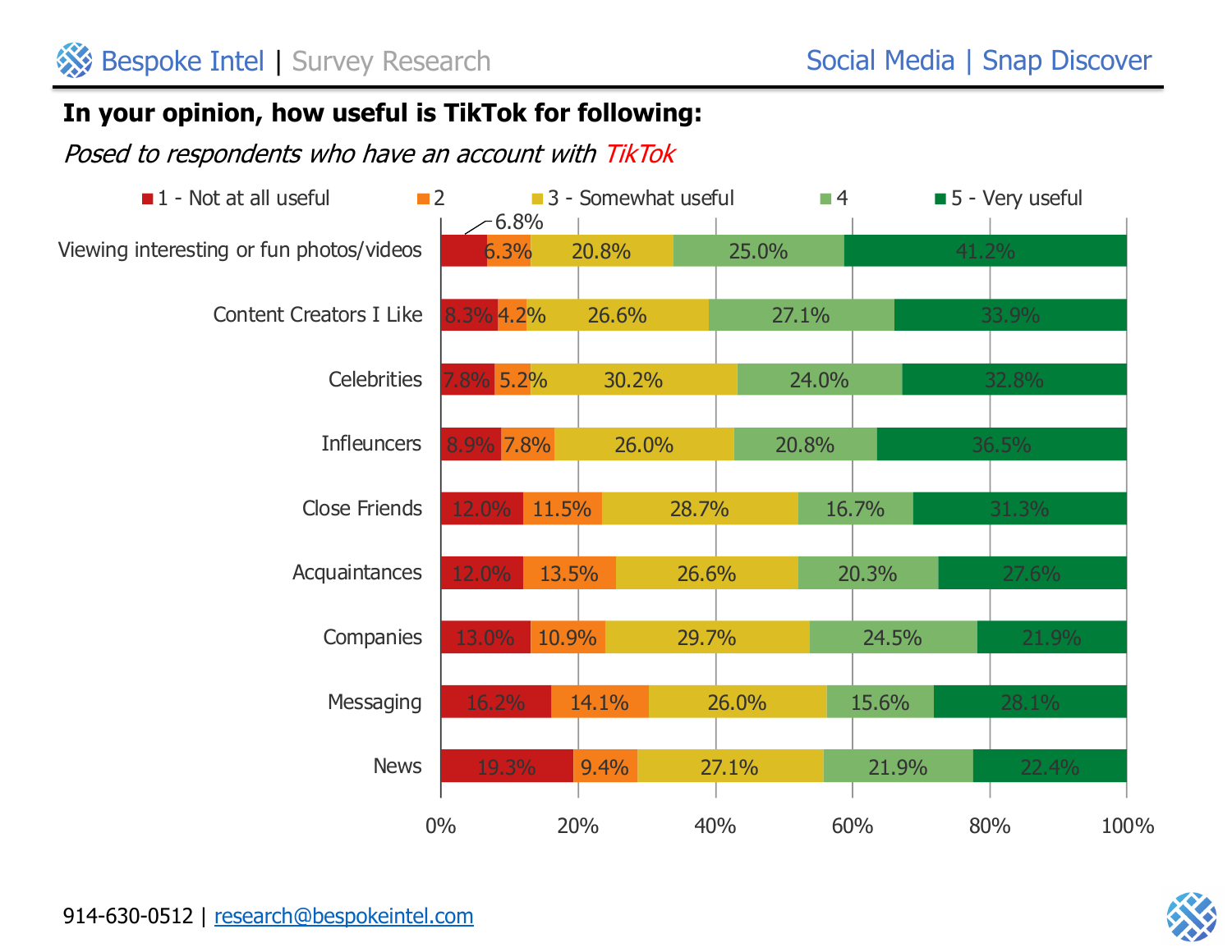## In your opinion, how useful is TikTok for following:

*Posed to respondents who have an account with TikTok*

| | 1 - Not at all useful | 2 | 3 - Somewhat useful | 4 | 5 - Very useful |
|---|---|---|---|---|---|
| Viewing interesting or fun photos/videos | 6.8% | 6.3% | 20.8% | 25.0% | 41.2% |
| Content Creators I Like | 8.3% | 4.2% | 26.6% | 27.1% | 33.9% |
| Celebrities | 7.8% | 5.2% | 30.2% | 24.0% | 32.8% |
| Infleuncers | 8.9% | 7.8% | 26.0% | 20.8% | 36.5% |
| Close Friends | 12.0% | 11.5% | 28.7% | 16.7% | 31.3% |
| Acquaintances | 12.0% | 13.5% | 26.6% | 20.3% | 27.6% |
| Companies | 13.0% | 10.9% | 29.7% | 24.5% | 21.9% |
| Messaging | 16.2% | 14.1% | 26.0% | 15.6% | 28.1% |
| News | 19.3% | 9.4% | 27.1% | 21.9% | 22.4% |

914-630-0512 | research@bespokeintel.com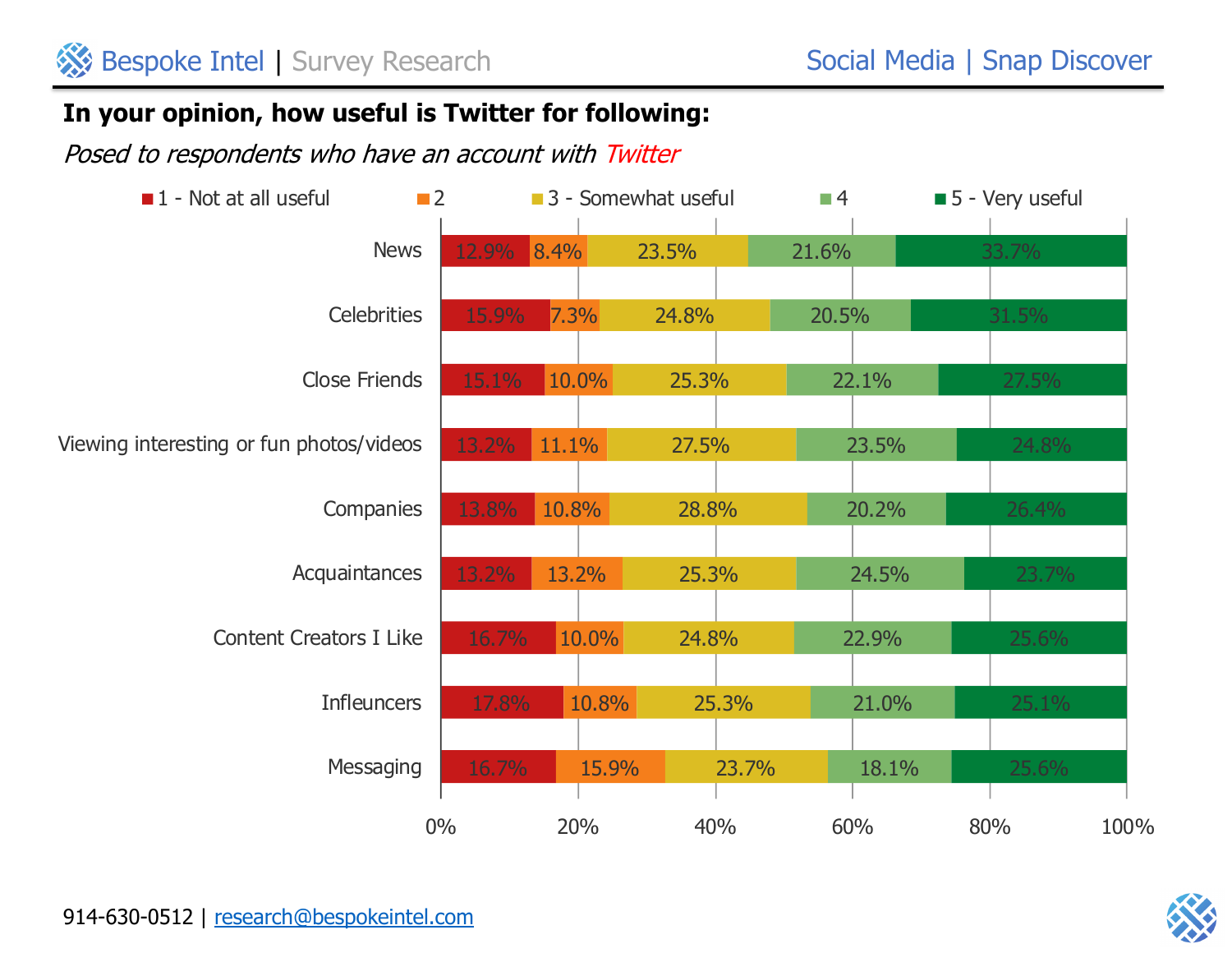## In your opinion, how useful is Twitter for following:

*Posed to respondents who have an account with Twitter*

| | 1 - Not at all useful | 2 | 3 - Somewhat useful | 4 | 5 - Very useful |
|---|---|---|---|---|---|
| News | 12.9% | 8.4% | 23.5% | 21.6% | 33.7% |
| Celebrities | 15.9% | 7.3% | 24.8% | 20.5% | 31.5% |
| Close Friends | 15.1% | 10.0% | 25.3% | 22.1% | 27.5% |
| Viewing interesting or fun photos/videos | 13.2% | 11.1% | 27.5% | 23.5% | 24.8% |
| Companies | 13.8% | 10.8% | 28.8% | 20.2% | 26.4% |
| Acquaintances | 13.2% | 13.2% | 25.3% | 24.5% | 23.7% |
| Content Creators I Like | 16.7% | 10.0% | 24.8% | 22.9% | 25.6% |
| Infleuncers | 17.8% | 10.8% | 25.3% | 21.0% | 25.1% |
| Messaging | 16.7% | 15.9% | 23.7% | 18.1% | 25.6% |

914-630-0512 | research@bespokeintel.com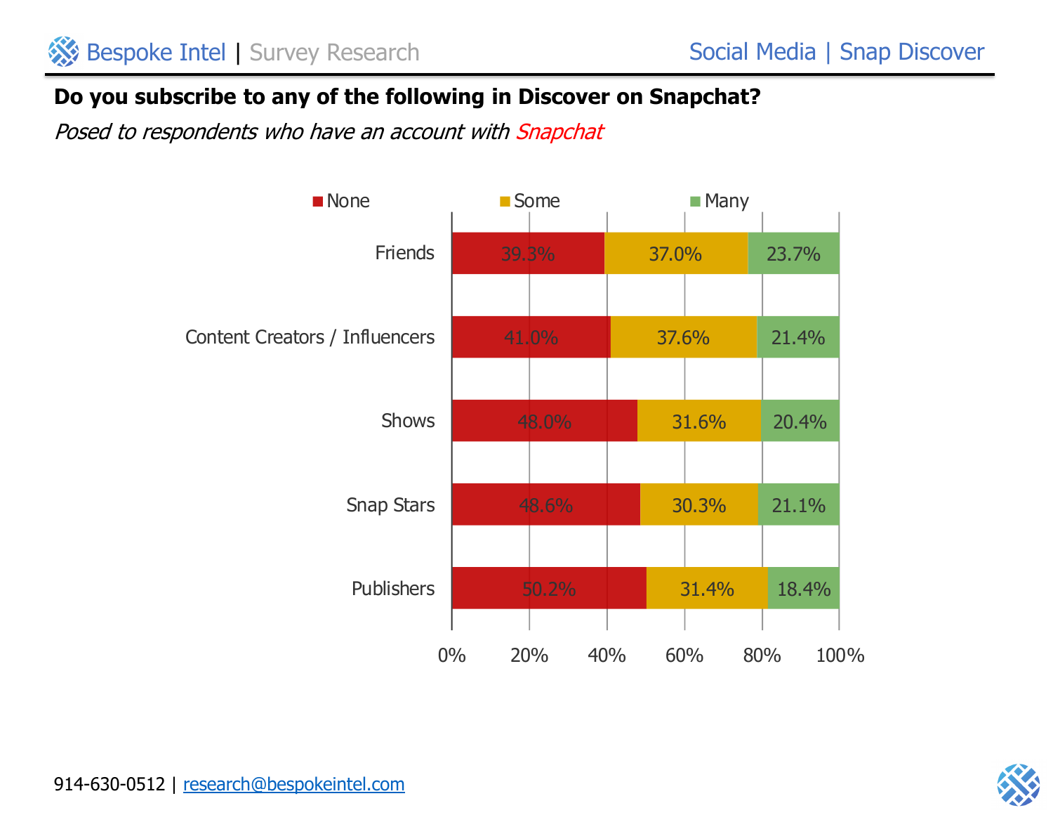**Do you subscribe to any of the following in Discover on Snapchat?**

*Posed to respondents who have an account with Snapchat*

| | None | Some | Many |
|---|---|---|---|
| Friends | 39.3% | 37.0% | 23.7% |
| Content Creators / Influencers | 41.0% | 37.6% | 21.4% |
| Shows | 48.0% | 31.6% | 20.4% |
| Snap Stars | 48.6% | 30.3% | 21.1% |
| Publishers | 50.2% | 31.4% | 18.4% |

914-630-0512 | research@bespokeintel.com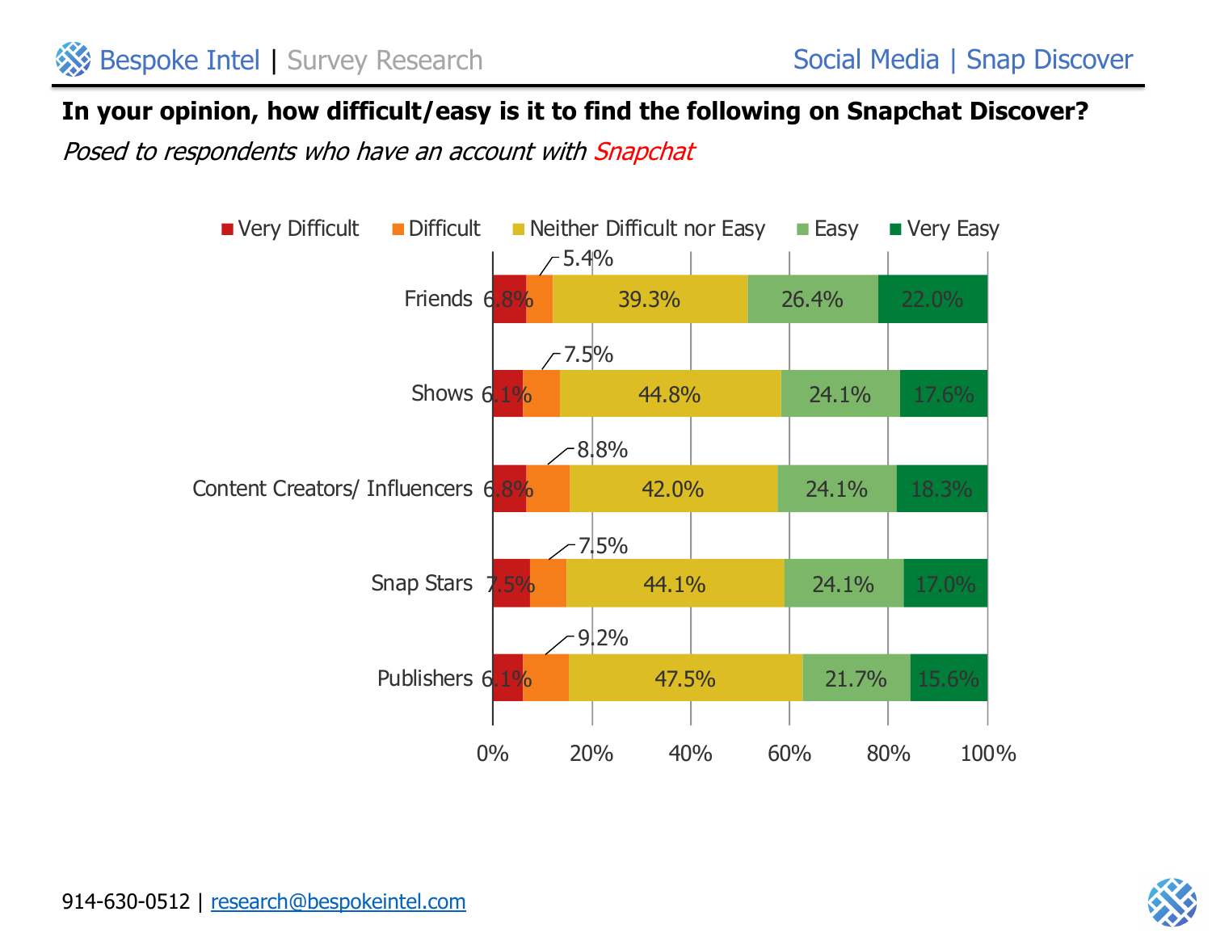## In your opinion, how difficult/easy is it to find the following on Snapchat Discover?

*Posed to respondents who have an account with Snapchat*

| | Very Difficult | Difficult | Neither Difficult nor Easy | Easy | Very Easy |
|---|---|---|---|---|---|
| Friends | 6.8% | 5.4% | 39.3% | 26.4% | 22.0% |
| Shows | 6.1% | 7.5% | 44.8% | 24.1% | 17.6% |
| Content Creators/ Influencers | 6.8% | 8.8% | 42.0% | 24.1% | 18.3% |
| Snap Stars | 7.5% | 7.5% | 44.1% | 24.1% | 17.0% |
| Publishers | 6.1% | 9.2% | 47.5% | 21.7% | 15.6% |

914-630-0512 | research@bespokeintel.com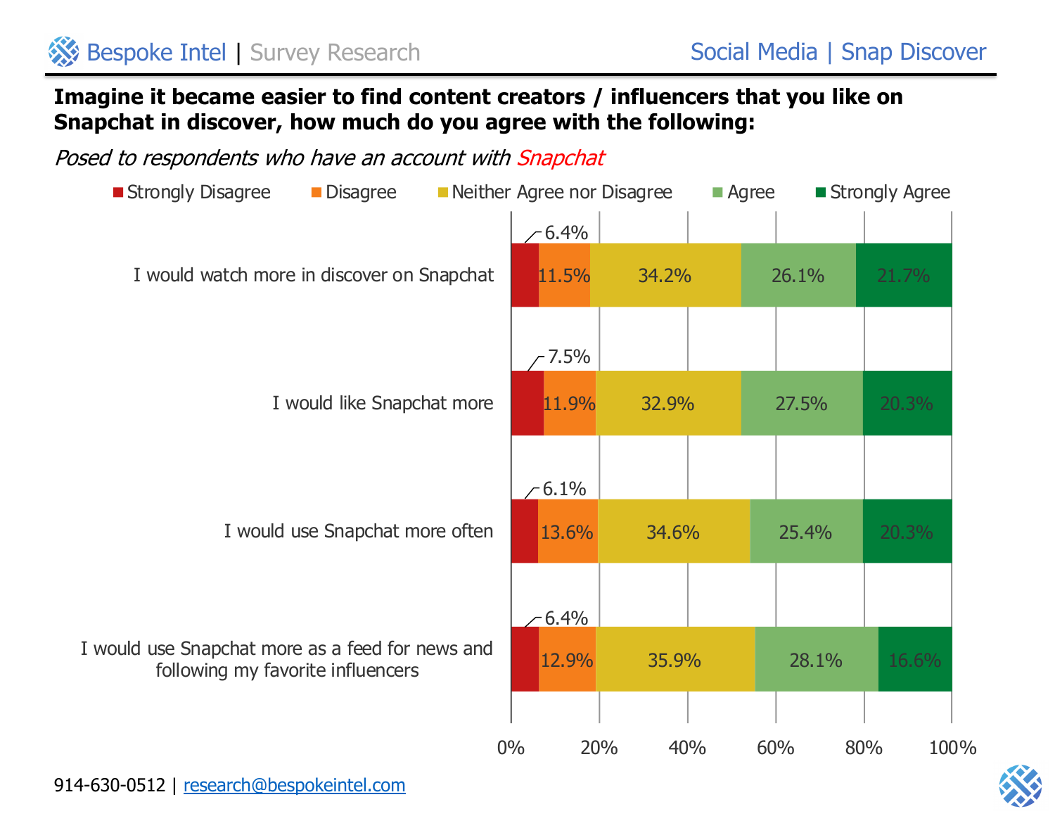**Imagine it became easier to find content creators / influencers that you like on Snapchat in discover, how much do you agree with the following:**

*Posed to respondents who have an account with Snapchat*

| Statement | Strongly Disagree | Disagree | Neither Agree nor Disagree | Agree | Strongly Agree |
|---|---|---|---|---|---|
| I would watch more in discover on Snapchat | 6.4% | 11.5% | 34.2% | 26.1% | 21.7% |
| I would like Snapchat more | 7.5% | 11.9% | 32.9% | 27.5% | 20.3% |
| I would use Snapchat more often | 6.1% | 13.6% | 34.6% | 25.4% | 20.3% |
| I would use Snapchat more as a feed for news and following my favorite influencers | 6.4% | 12.9% | 35.9% | 28.1% | 16.6% |

914-630-0512 | research@bespokeintel.com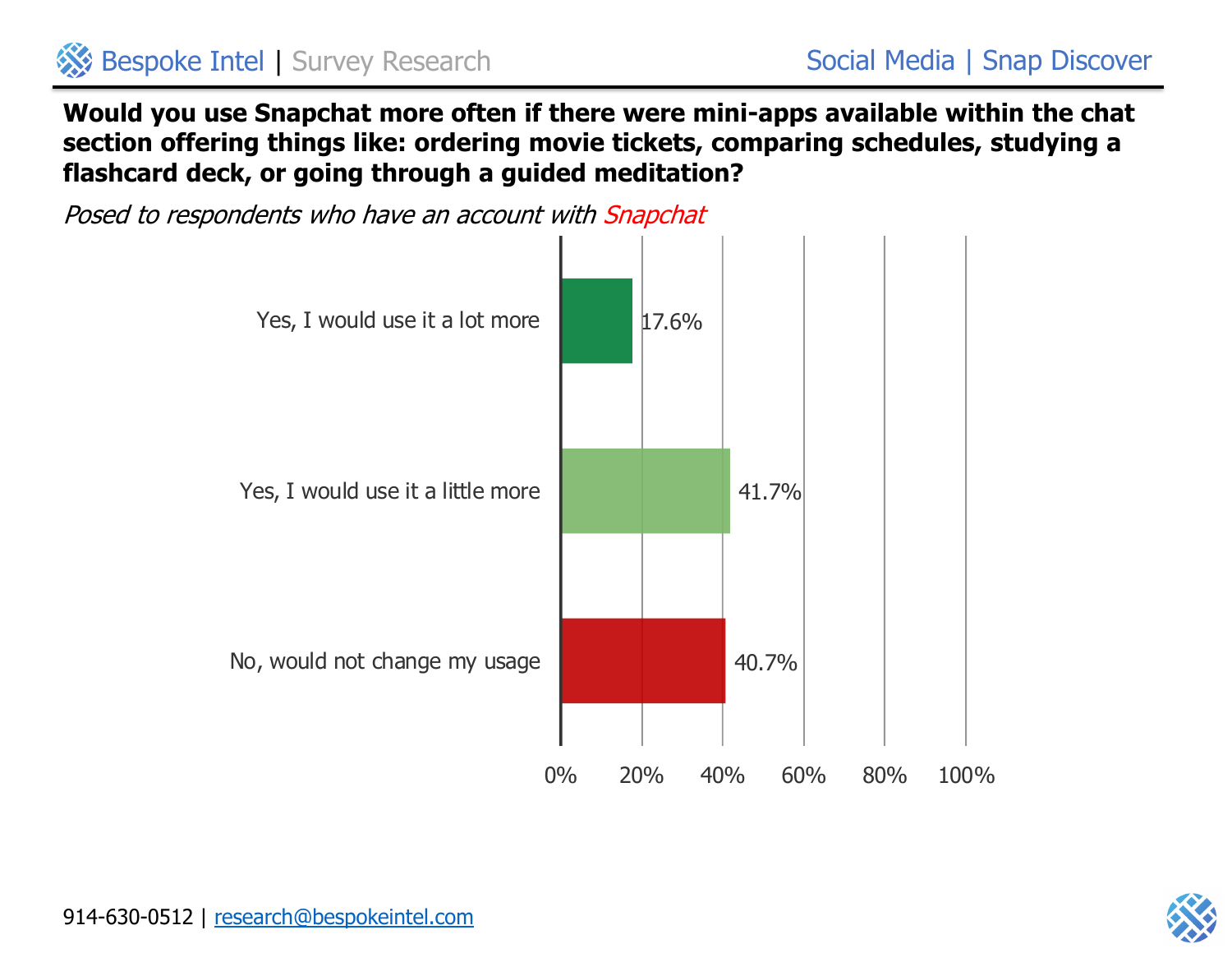**Would you use Snapchat more often if there were mini-apps available within the chat section offering things like: ordering movie tickets, comparing schedules, studying a flashcard deck, or going through a guided meditation?**

*Posed to respondents who have an account with Snapchat*

| Response | Percentage |
|---|---|
| Yes, I would use it a lot more | 17.6% |
| Yes, I would use it a little more | 41.7% |
| No, would not change my usage | 40.7% |

914-630-0512 | research@bespokeintel.com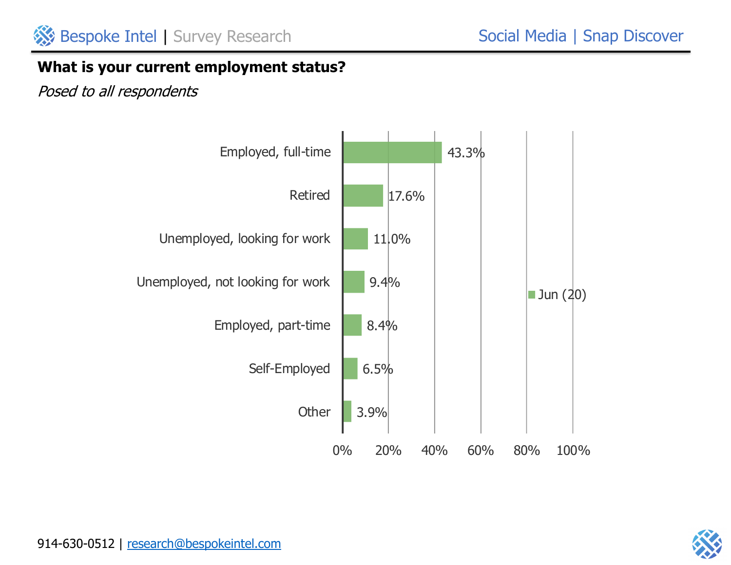## What is your current employment status?

*Posed to all respondents*

| Employment status | Jun (20) |
|---|---|
| Employed, full-time | 43.3% |
| Retired | 17.6% |
| Unemployed, looking for work | 11.0% |
| Unemployed, not looking for work | 9.4% |
| Employed, part-time | 8.4% |
| Self-Employed | 6.5% |
| Other | 3.9% |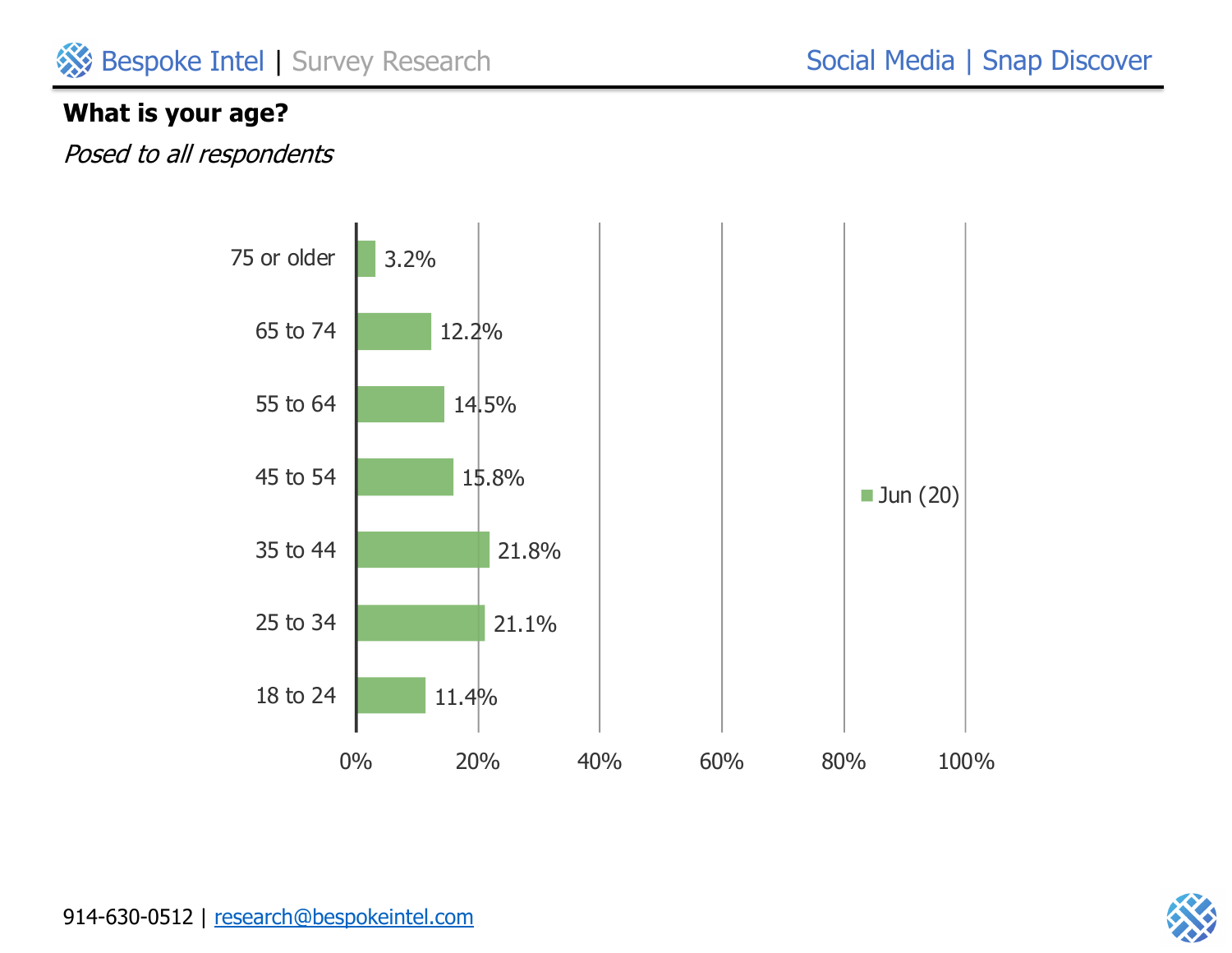## What is your age?

*Posed to all respondents*

| Age | Jun (20) |
|---|---|
| 75 or older | 3.2% |
| 65 to 74 | 12.2% |
| 55 to 64 | 14.5% |
| 45 to 54 | 15.8% |
| 35 to 44 | 21.8% |
| 25 to 34 | 21.1% |
| 18 to 24 | 11.4% |

914-630-0512 | research@bespokeintel.com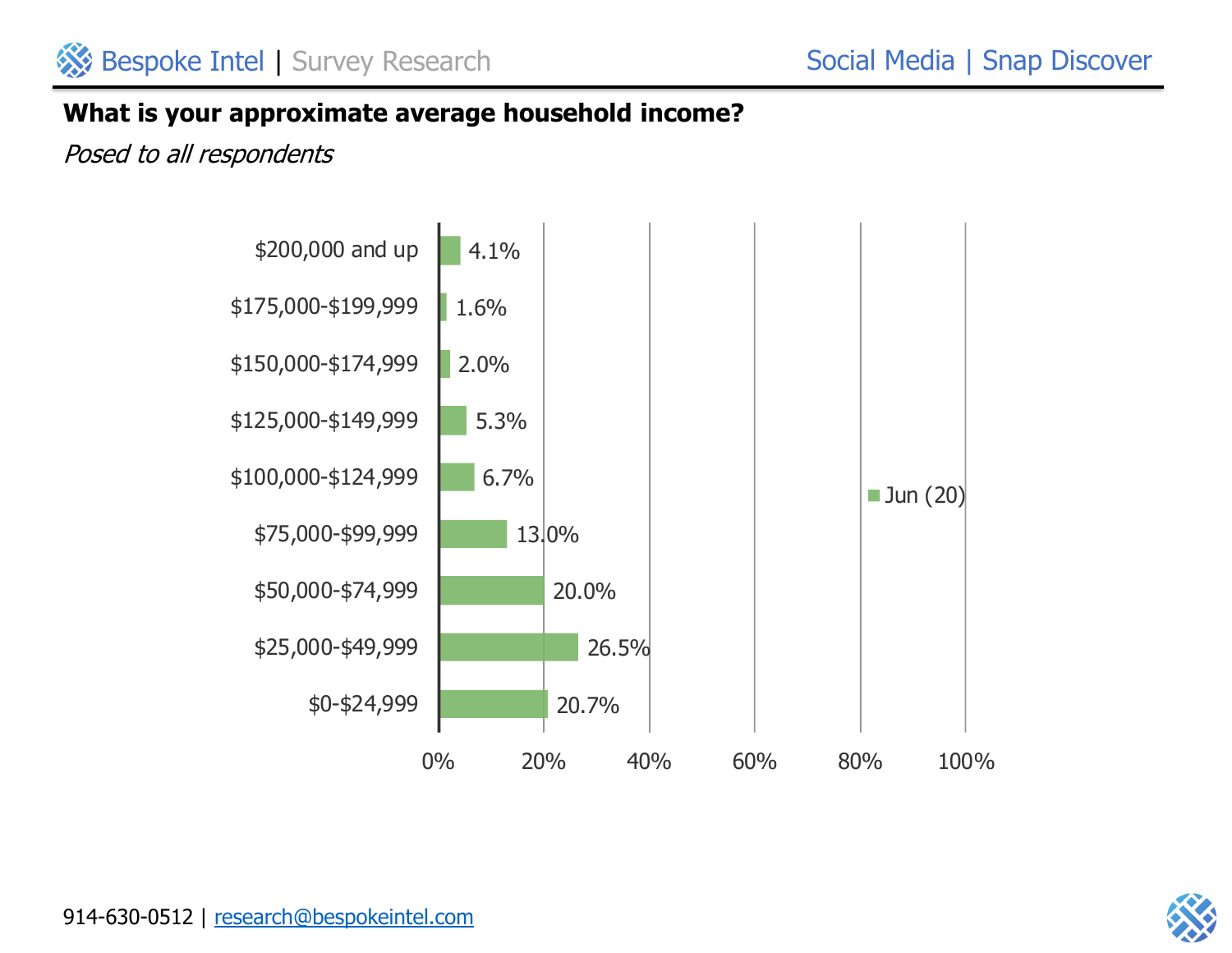## What is your approximate average household income?

*Posed to all respondents*

| Income | Jun (20) |
|---|---|
| $200,000 and up | 4.1% |
| $175,000-$199,999 | 1.6% |
| $150,000-$174,999 | 2.0% |
| $125,000-$149,999 | 5.3% |
| $100,000-$124,999 | 6.7% |
| $75,000-$99,999 | 13.0% |
| $50,000-$74,999 | 20.0% |
| $25,000-$49,999 | 26.5% |
| $0-$24,999 | 20.7% |

914-630-0512 | research@bespokeintel.com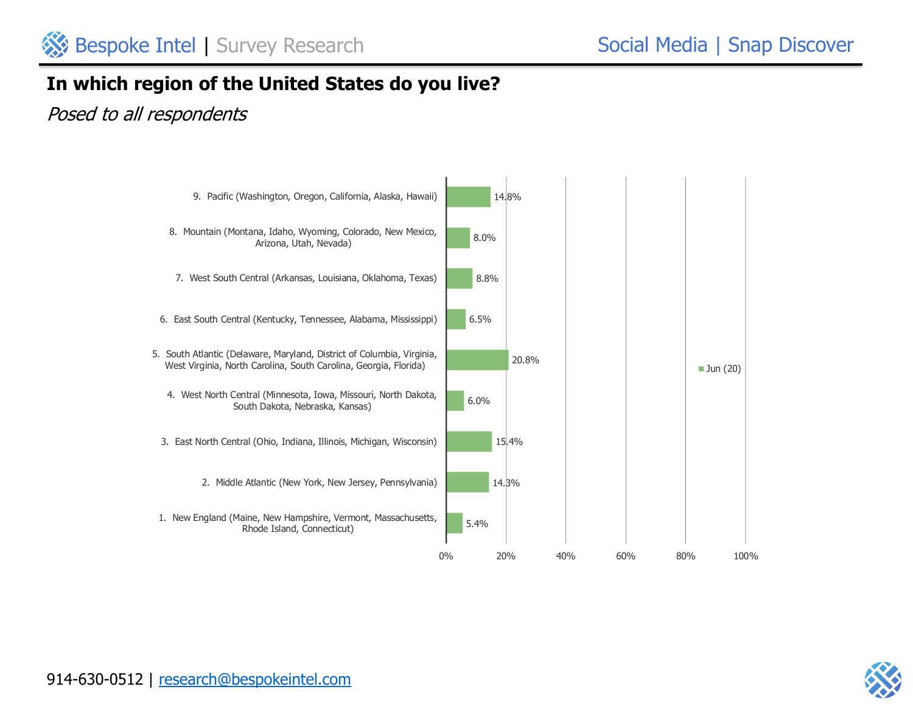## In which region of the United States do you live?

*Posed to all respondents*

| Region | Jun (20) |
| --- | --- |
| 9. Pacific (Washington, Oregon, California, Alaska, Hawaii) | 14.8% |
| 8. Mountain (Montana, Idaho, Wyoming, Colorado, New Mexico, Arizona, Utah, Nevada) | 8.0% |
| 7. West South Central (Arkansas, Louisiana, Oklahoma, Texas) | 8.8% |
| 6. East South Central (Kentucky, Tennessee, Alabama, Mississippi) | 6.5% |
| 5. South Atlantic (Delaware, Maryland, District of Columbia, Virginia, West Virginia, North Carolina, South Carolina, Georgia, Florida) | 20.8% |
| 4. West North Central (Minnesota, Iowa, Missouri, North Dakota, South Dakota, Nebraska, Kansas) | 6.0% |
| 3. East North Central (Ohio, Indiana, Illinois, Michigan, Wisconsin) | 15.4% |
| 2. Middle Atlantic (New York, New Jersey, Pennsylvania) | 14.3% |
| 1. New England (Maine, New Hampshire, Vermont, Massachusetts, Rhode Island, Connecticut) | 5.4% |

914-630-0512 | research@bespokeintel.com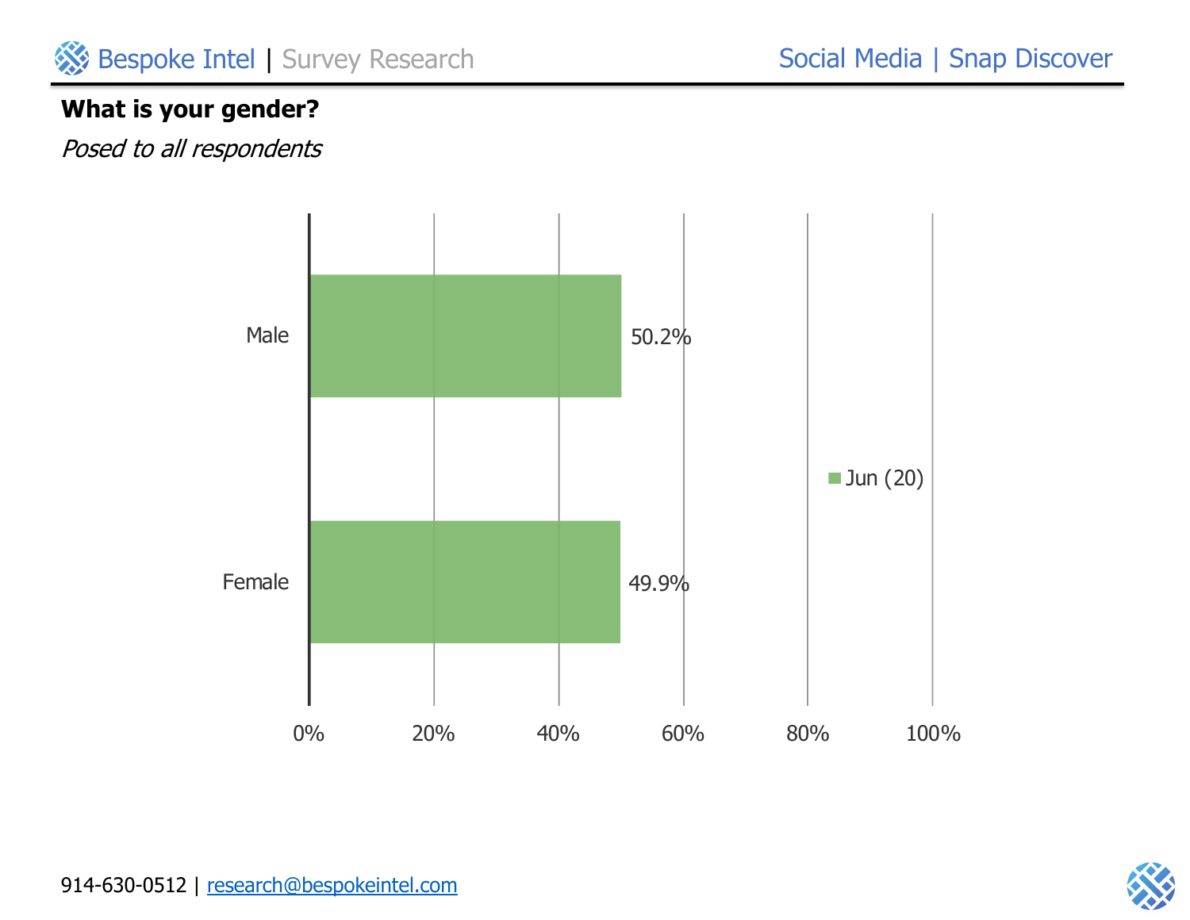## What is your gender?

*Posed to all respondents*

| | Jun (20) |
|---|---|
| Male | 50.2% |
| Female | 49.9% |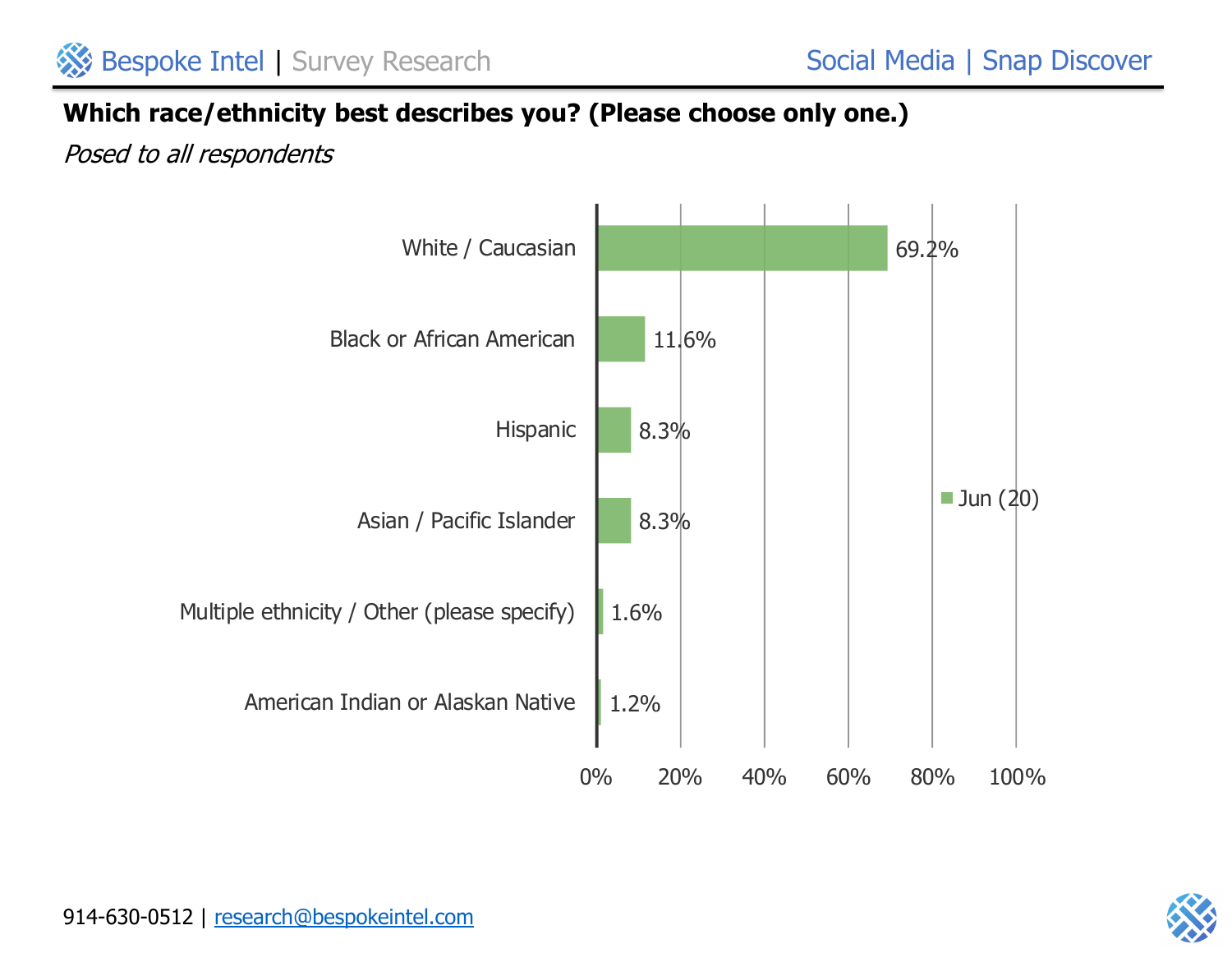**Which race/ethnicity best describes you? (Please choose only one.)**

*Posed to all respondents*

White / Caucasian
69.2%

Black or African American
11.6%

Hispanic
8.3%

Asian / Pacific Islander
8.3%

Multiple ethnicity / Other (please specify)
1.6%

American Indian or Alaskan Native
1.2%

0%
20%
40%
60%
80%
100%

Jun (20)